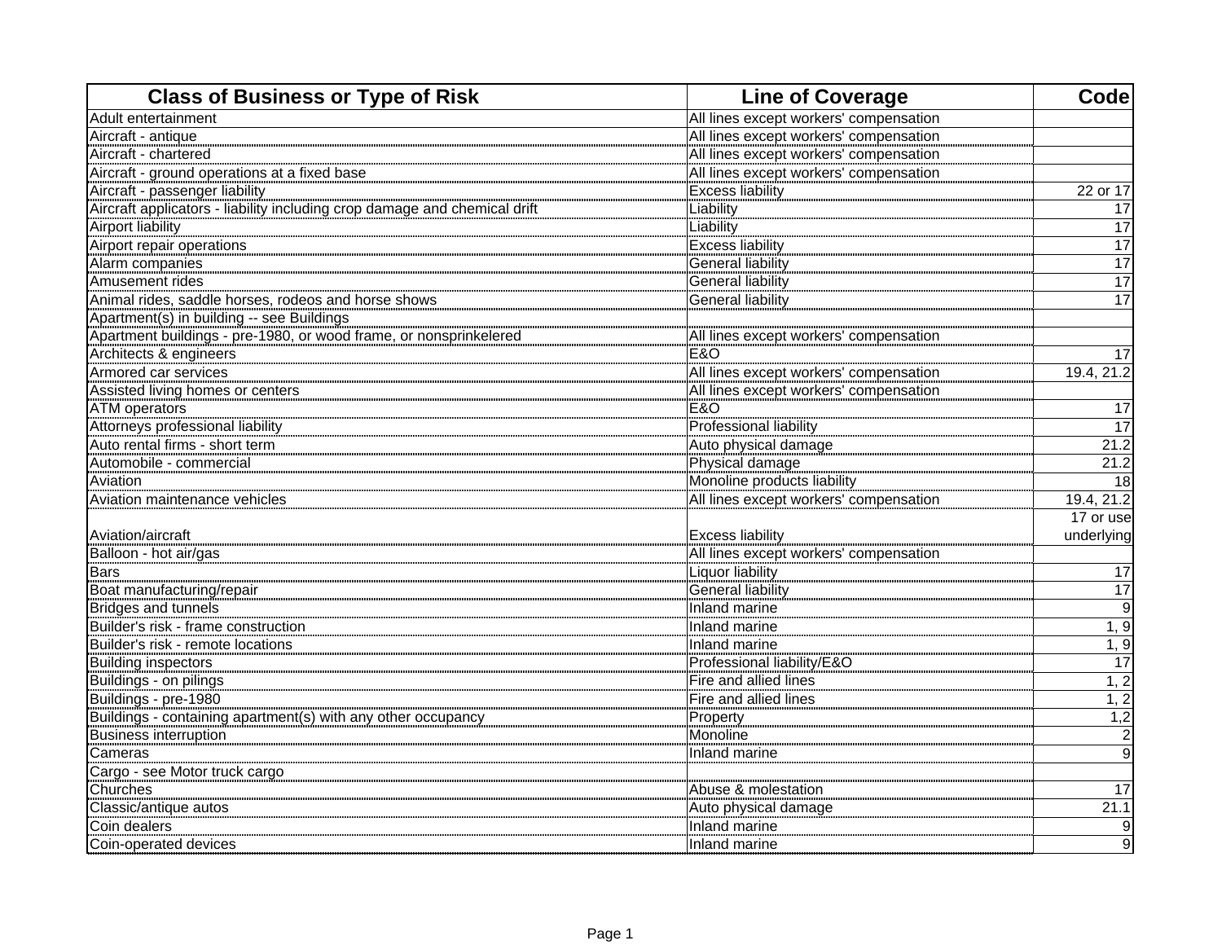| Class of Business or Type of Risk | Line of Coverage | Code |
|---|---|---|
| Adult entertainment | All lines except workers' compensation | |
| Aircraft - antique | All lines except workers' compensation | |
| Aircraft - chartered | All lines except workers' compensation | |
| Aircraft - ground operations at a fixed base | All lines except workers' compensation | |
| Aircraft - passenger liability | Excess liability | 22 or 17 |
| Aircraft applicators - liability including crop damage and chemical drift | Liability | 17 |
| Airport liability | Liability | 17 |
| Airport repair operations | Excess liability | 17 |
| Alarm companies | General liability | 17 |
| Amusement rides | General liability | 17 |
| Animal rides, saddle horses, rodeos and horse shows | General liability | 17 |
| Apartment(s) in building -- see Buildings | | |
| Apartment buildings - pre-1980, or wood frame, or nonsprinkelered | All lines except workers' compensation | |
| Architects & engineers | E&O | 17 |
| Armored car services | All lines except workers' compensation | 19.4, 21.2 |
| Assisted living homes or centers | All lines except workers' compensation | |
| ATM operators | E&O | 17 |
| Attorneys professional liability | Professional liability | 17 |
| Auto rental firms - short term | Auto physical damage | 21.2 |
| Automobile - commercial | Physical damage | 21.2 |
| Aviation | Monoline products liability | 18 |
| Aviation maintenance vehicles | All lines except workers' compensation | 19.4, 21.2 |
| Aviation/aircraft | Excess liability | 17 or use underlying |
| Balloon - hot air/gas | All lines except workers' compensation | |
| Bars | Liquor liability | 17 |
| Boat manufacturing/repair | General liability | 17 |
| Bridges and tunnels | Inland marine | 9 |
| Builder's risk - frame construction | Inland marine | 1, 9 |
| Builder's risk - remote locations | Inland marine | 1, 9 |
| Building inspectors | Professional liability/E&O | 17 |
| Buildings - on pilings | Fire and allied lines | 1, 2 |
| Buildings - pre-1980 | Fire and allied lines | 1, 2 |
| Buildings - containing apartment(s) with any other occupancy | Property | 1,2 |
| Business interruption | Monoline | 2 |
| Cameras | Inland marine | 9 |
| Cargo - see Motor truck cargo | | |
| Churches | Abuse & molestation | 17 |
| Classic/antique autos | Auto physical damage | 21.1 |
| Coin dealers | Inland marine | 9 |
| Coin-operated devices | Inland marine | 9 |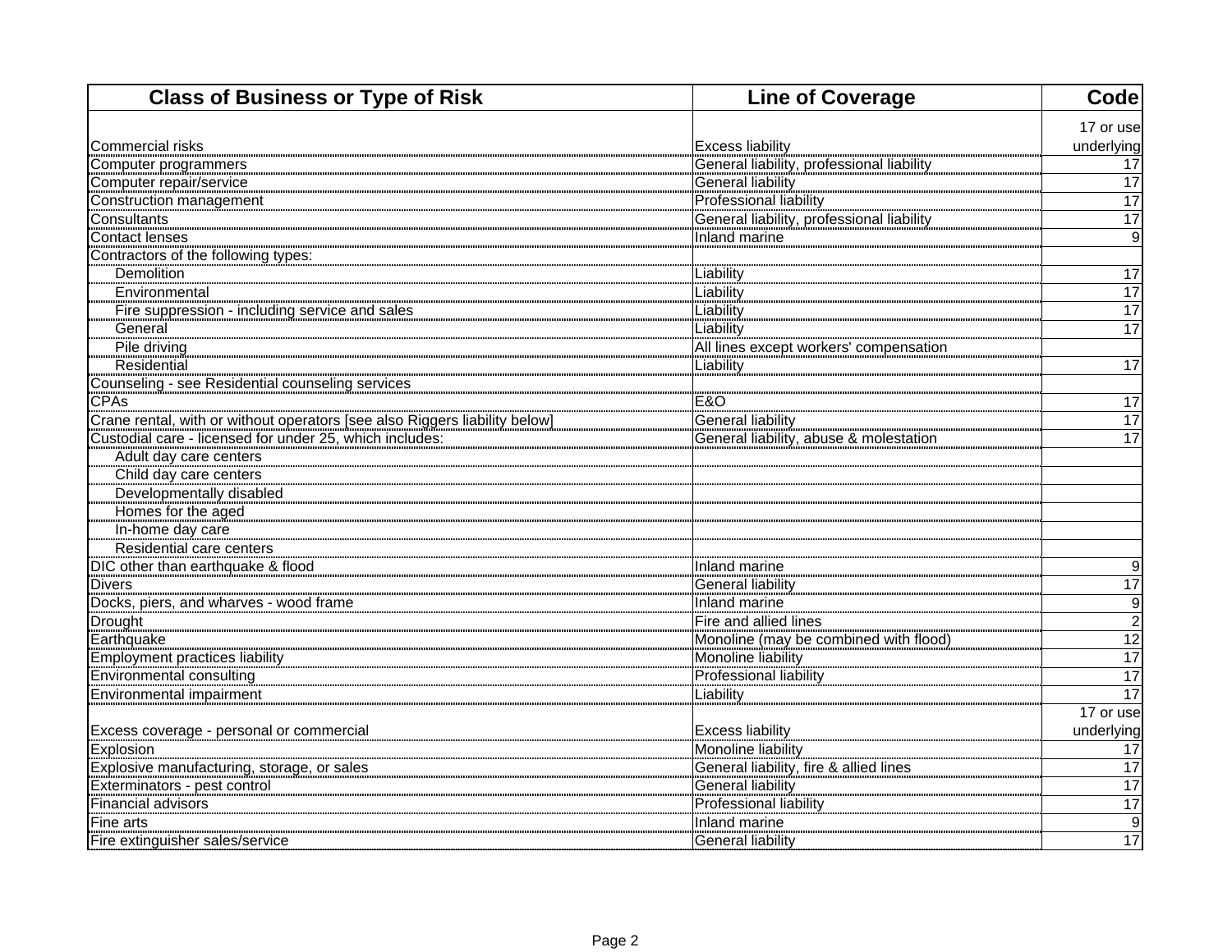| Class of Business or Type of Risk | Line of Coverage | Code |
|---|---|---|
| Commercial risks | Excess liability | 17 or use underlying |
| Computer programmers | General liability, professional liability | 17 |
| Computer repair/service | General liability | 17 |
| Construction management | Professional liability | 17 |
| Consultants | General liability, professional liability | 17 |
| Contact lenses | Inland marine | 9 |
| Contractors of the following types: | | |
| Demolition | Liability | 17 |
| Environmental | Liability | 17 |
| Fire suppression - including service and sales | Liability | 17 |
| General | Liability | 17 |
| Pile driving | All lines except workers' compensation | |
| Residential | Liability | 17 |
| Counseling - see Residential counseling services | | |
| CPAs | E&O | 17 |
| Crane rental, with or without operators [see also Riggers liability below] | General liability | 17 |
| Custodial care - licensed for under 25, which includes: | General liability, abuse & molestation | 17 |
| Adult day care centers | | |
| Child day care centers | | |
| Developmentally disabled | | |
| Homes for the aged | | |
| In-home day care | | |
| Residential care centers | | |
| DIC other than earthquake & flood | Inland marine | 9 |
| Divers | General liability | 17 |
| Docks, piers, and wharves - wood frame | Inland marine | 9 |
| Drought | Fire and allied lines | 2 |
| Earthquake | Monoline (may be combined with flood) | 12 |
| Employment practices liability | Monoline liability | 17 |
| Environmental consulting | Professional liability | 17 |
| Environmental impairment | Liability | 17 |
| Excess coverage - personal or commercial | Excess liability | 17 or use underlying |
| Explosion | Monoline liability | 17 |
| Explosive manufacturing, storage, or sales | General liability, fire & allied lines | 17 |
| Exterminators - pest control | General liability | 17 |
| Financial advisors | Professional liability | 17 |
| Fine arts | Inland marine | 9 |
| Fire extinguisher sales/service | General liability | 17 |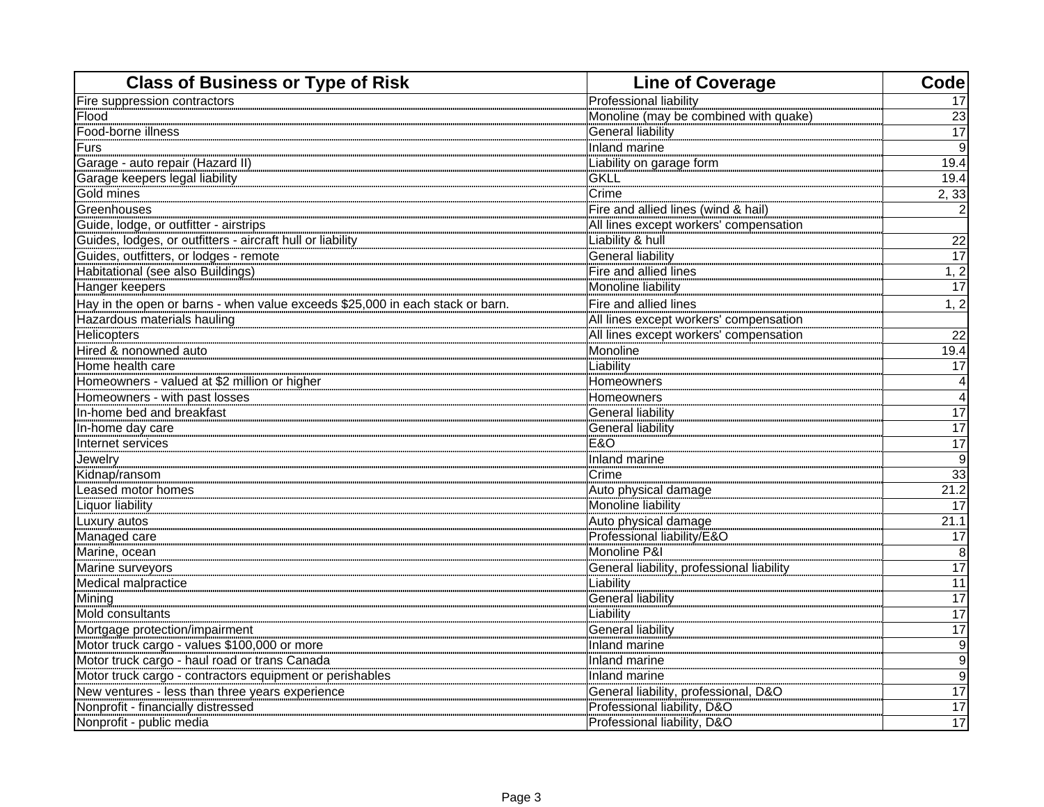| Class of Business or Type of Risk | Line of Coverage | Code |
|---|---|---|
| Fire suppression contractors | Professional liability | 17 |
| Flood | Monoline (may be combined with quake) | 23 |
| Food-borne illness | General liability | 17 |
| Furs | Inland marine | 9 |
| Garage - auto repair (Hazard II) | Liability on garage form | 19.4 |
| Garage keepers legal liability | GKLL | 19.4 |
| Gold mines | Crime | 2, 33 |
| Greenhouses | Fire and allied lines (wind & hail) | 2 |
| Guide, lodge, or outfitter - airstrips | All lines except workers' compensation | |
| Guides, lodges, or outfitters - aircraft hull or liability | Liability & hull | 22 |
| Guides, outfitters, or lodges - remote | General liability | 17 |
| Habitational (see also Buildings) | Fire and allied lines | 1, 2 |
| Hanger keepers | Monoline liability | 17 |
| Hay in the open or barns - when value exceeds $25,000 in each stack or barn. | Fire and allied lines | 1, 2 |
| Hazardous materials hauling | All lines except workers' compensation | |
| Helicopters | All lines except workers' compensation | 22 |
| Hired & nonowned auto | Monoline | 19.4 |
| Home health care | Liability | 17 |
| Homeowners - valued at $2 million or higher | Homeowners | 4 |
| Homeowners - with past losses | Homeowners | 4 |
| In-home bed and breakfast | General liability | 17 |
| In-home day care | General liability | 17 |
| Internet services | E&O | 17 |
| Jewelry | Inland marine | 9 |
| Kidnap/ransom | Crime | 33 |
| Leased motor homes | Auto physical damage | 21.2 |
| Liquor liability | Monoline liability | 17 |
| Luxury autos | Auto physical damage | 21.1 |
| Managed care | Professional liability/E&O | 17 |
| Marine, ocean | Monoline P&I | 8 |
| Marine surveyors | General liability, professional liability | 17 |
| Medical malpractice | Liability | 11 |
| Mining | General liability | 17 |
| Mold consultants | Liability | 17 |
| Mortgage protection/impairment | General liability | 17 |
| Motor truck cargo - values $100,000 or more | Inland marine | 9 |
| Motor truck cargo - haul road or trans Canada | Inland marine | 9 |
| Motor truck cargo - contractors equipment or perishables | Inland marine | 9 |
| New ventures - less than three years experience | General liability, professional, D&O | 17 |
| Nonprofit - financially distressed | Professional liability, D&O | 17 |
| Nonprofit - public media | Professional liability, D&O | 17 |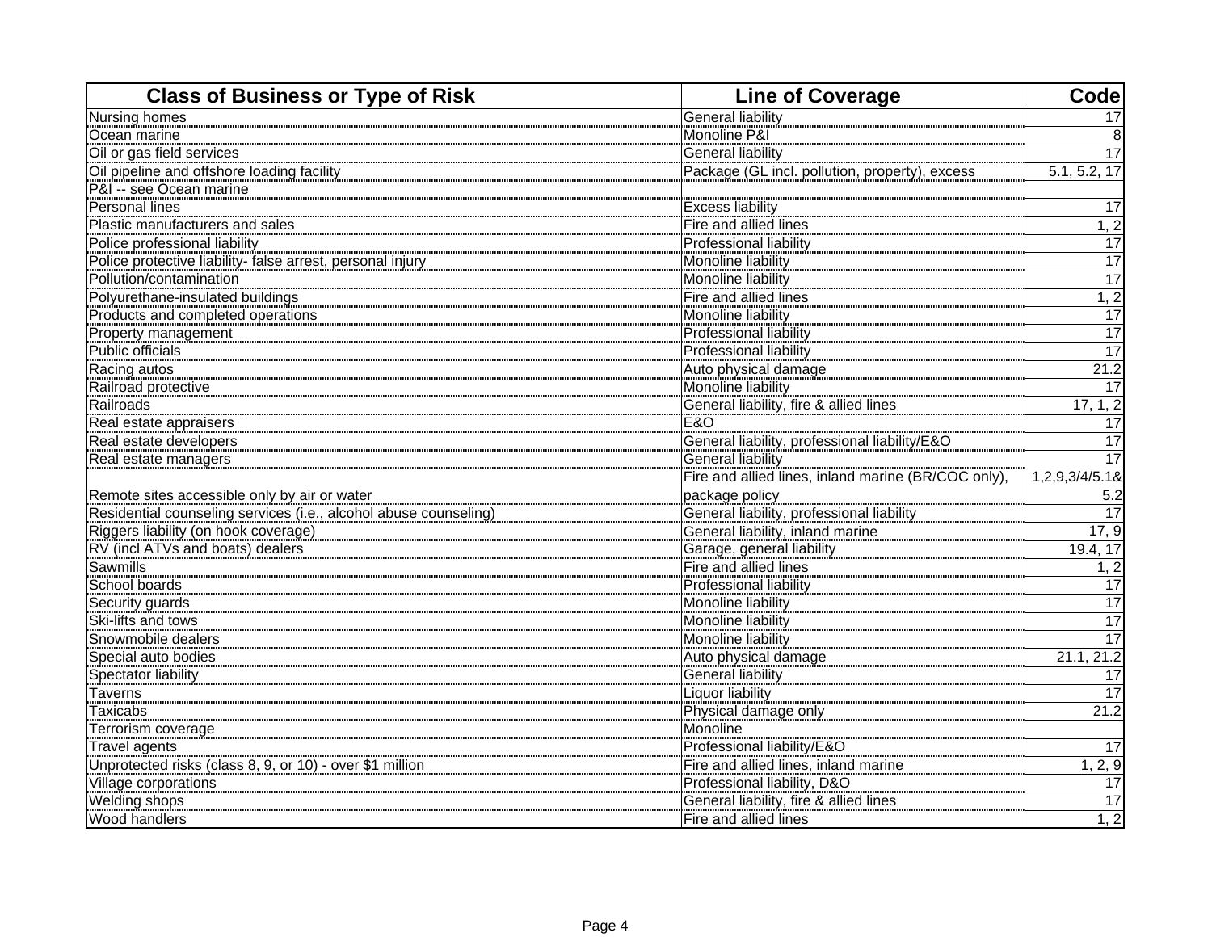| Class of Business or Type of Risk | Line of Coverage | Code |
|---|---|---|
| Nursing homes | General liability | 17 |
| Ocean marine | Monoline P&I | 8 |
| Oil or gas field services | General liability | 17 |
| Oil pipeline and offshore loading facility | Package (GL incl. pollution, property), excess | 5.1, 5.2, 17 |
| P&I -- see Ocean marine | | |
| Personal lines | Excess liability | 17 |
| Plastic manufacturers and sales | Fire and allied lines | 1, 2 |
| Police professional liability | Professional liability | 17 |
| Police protective liability- false arrest, personal injury | Monoline liability | 17 |
| Pollution/contamination | Monoline liability | 17 |
| Polyurethane-insulated buildings | Fire and allied lines | 1, 2 |
| Products and completed operations | Monoline liability | 17 |
| Property management | Professional liability | 17 |
| Public officials | Professional liability | 17 |
| Racing autos | Auto physical damage | 21.2 |
| Railroad protective | Monoline liability | 17 |
| Railroads | General liability, fire & allied lines | 17, 1, 2 |
| Real estate appraisers | E&O | 17 |
| Real estate developers | General liability, professional liability/E&O | 17 |
| Real estate managers | General liability | 17 |
| Remote sites accessible only by air or water | Fire and allied lines, inland marine (BR/COC only), package policy | 1,2,9,3/4/5.1& 5.2 |
| Residential counseling services (i.e., alcohol abuse counseling) | General liability, professional liability | 17 |
| Riggers liability (on hook coverage) | General liability, inland marine | 17, 9 |
| RV (incl ATVs and boats) dealers | Garage, general liability | 19.4, 17 |
| Sawmills | Fire and allied lines | 1, 2 |
| School boards | Professional liability | 17 |
| Security guards | Monoline liability | 17 |
| Ski-lifts and tows | Monoline liability | 17 |
| Snowmobile dealers | Monoline liability | 17 |
| Special auto bodies | Auto physical damage | 21.1, 21.2 |
| Spectator liability | General liability | 17 |
| Taverns | Liquor liability | 17 |
| Taxicabs | Physical damage only | 21.2 |
| Terrorism coverage | Monoline | |
| Travel agents | Professional liability/E&O | 17 |
| Unprotected risks (class 8, 9, or 10) - over $1 million | Fire and allied lines, inland marine | 1, 2, 9 |
| Village corporations | Professional liability, D&O | 17 |
| Welding shops | General liability, fire & allied lines | 17 |
| Wood handlers | Fire and allied lines | 1, 2 |